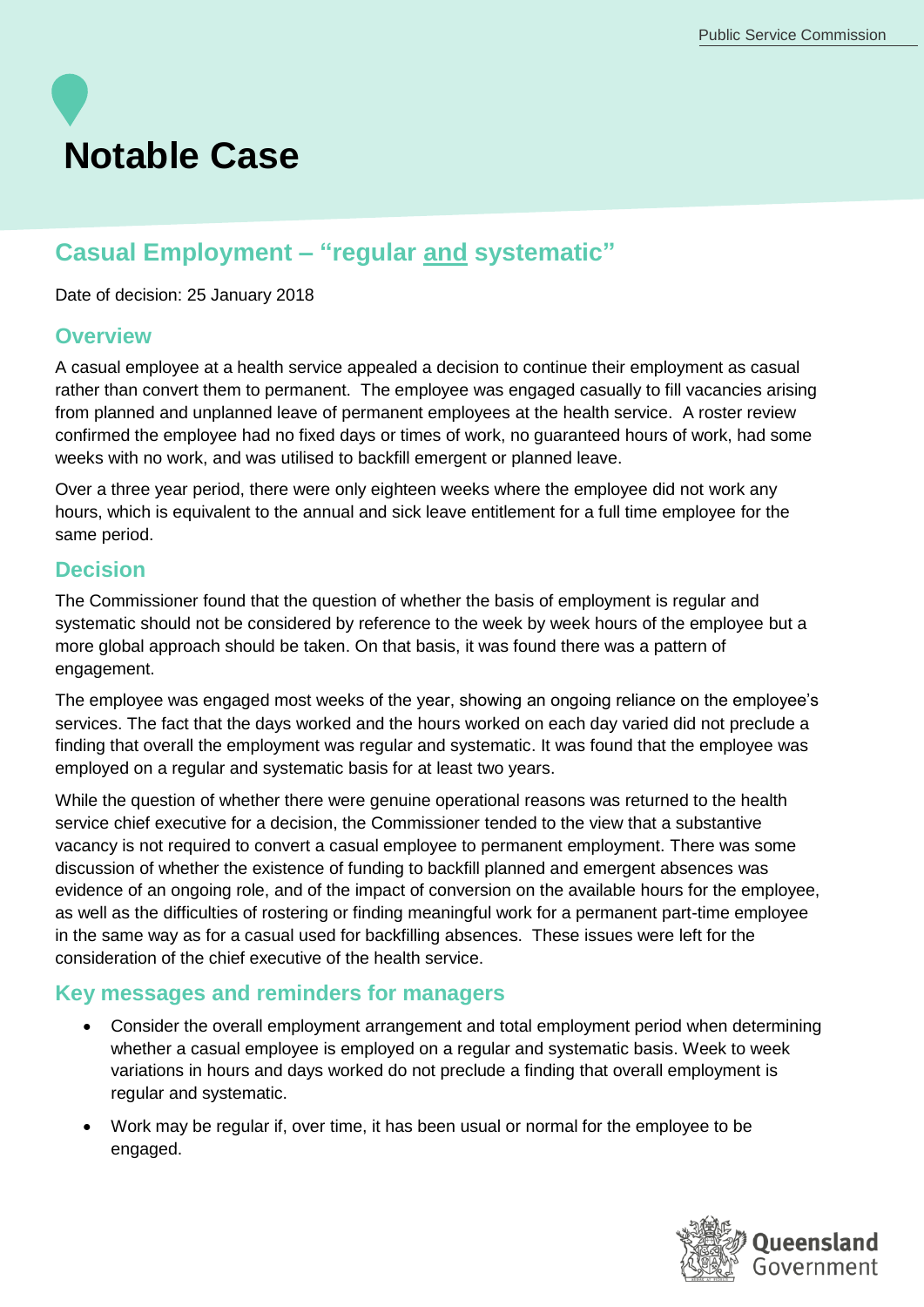# Notable Case

## Casual Employment – "regular and systematic"

Date of decision: 25 January 2018

### Overview

A casual employee at a health service appealed a decision to continue their employment as casual rather than convert them to permanent. The employee was engaged casually to fill vacancies arising from planned and unplanned leave of permanent employees at the health service. A roster review confirmed the employee had no fixed days or times of work, no guaranteed hours of work, had some weeks with no work, and was utilised to backfill emergent or planned leave.

Over a three year period, there were only eighteen weeks where the employee did not work any hours, which is equivalent to the annual and sick leave entitlement for a full time employee for the same period.

### Decision

The Commissioner found that the question of whether the basis of employment is regular and systematic should not be considered by reference to the week by week hours of the employee but a more global approach should be taken. On that basis, it was found there was a pattern of engagement.

The employee was engaged most weeks of the year, showing an ongoing reliance on the employee's services. The fact that the days worked and the hours worked on each day varied did not preclude a finding that overall the employment was regular and systematic. It was found that the employee was employed on a regular and systematic basis for at least two years.

While the question of whether there were genuine operational reasons was returned to the health service chief executive for a decision, the Commissioner tended to the view that a substantive vacancy is not required to convert a casual employee to permanent employment. There was some discussion of whether the existence of funding to backfill planned and emergent absences was evidence of an ongoing role, and of the impact of conversion on the available hours for the employee, as well as the difficulties of rostering or finding meaningful work for a permanent part-time employee in the same way as for a casual used for backfilling absences. These issues were left for the consideration of the chief executive of the health service.

### Key messages and reminders for managers

- Consider the overall employment arrangement and total employment period when determining whether a casual employee is employed on a regular and systematic basis. Week to week variations in hours and days worked do not preclude a finding that overall employment is regular and systematic.
- Work may be regular if, over time, it has been usual or normal for the employee to be engaged.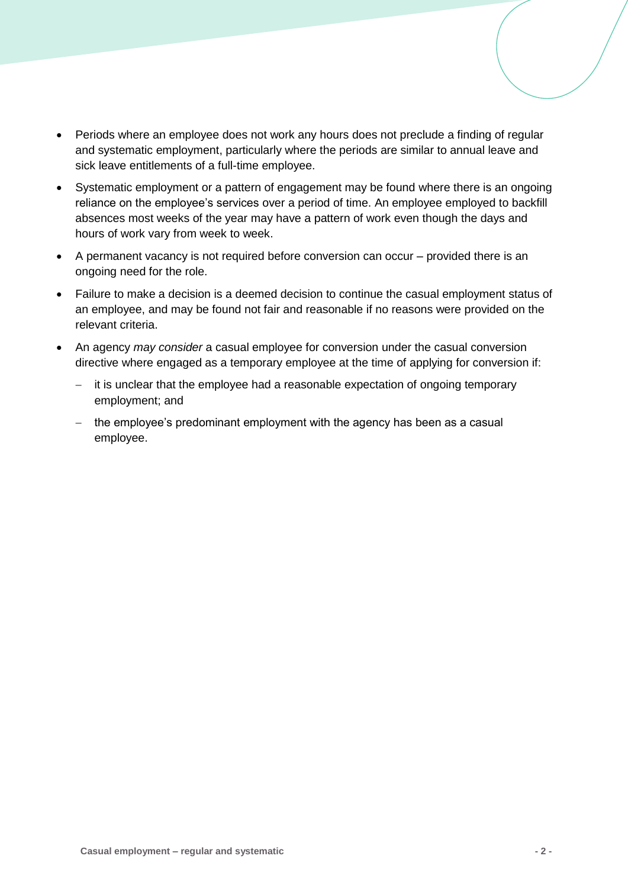- Periods where an employee does not work any hours does not preclude a finding of regular and systematic employment, particularly where the periods are similar to annual leave and sick leave entitlements of a full-time employee.
- Systematic employment or a pattern of engagement may be found where there is an ongoing reliance on the employee's services over a period of time. An employee employed to backfill absences most weeks of the year may have a pattern of work even though the days and hours of work vary from week to week.
- A permanent vacancy is not required before conversion can occur – provided there is an ongoing need for the role.
- Failure to make a decision is a deemed decision to continue the casual employment status of an employee, and may be found not fair and reasonable if no reasons were provided on the relevant criteria.
- An agency *may consider* a casual employee for conversion under the casual conversion directive where engaged as a temporary employee at the time of applying for conversion if:
  - it is unclear that the employee had a reasonable expectation of ongoing temporary employment; and
  - the employee's predominant employment with the agency has been as a casual employee.